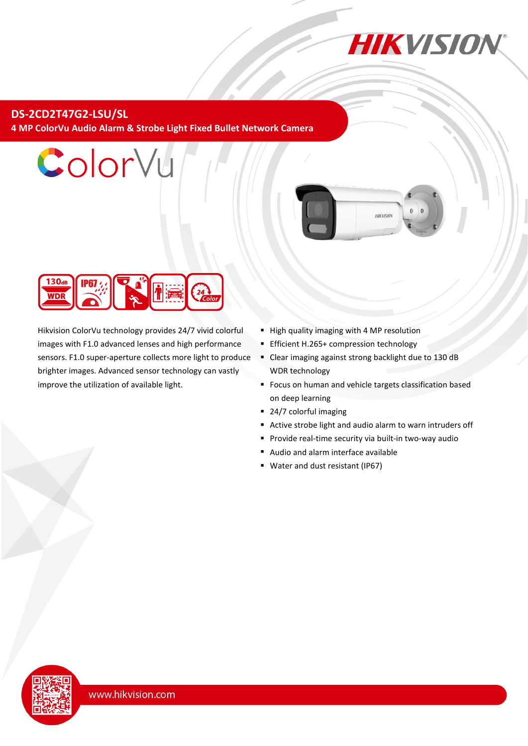# DS-2CD2T47G2-LSU/SL

## 4 MP ColorVu Audio Alarm & Strobe Light Fixed Bullet Network Camera

ColorVu

Hikvision ColorVu technology provides 24/7 vivid colorful images with F1.0 advanced lenses and high performance sensors. F1.0 super-aperture collects more light to produce brighter images. Advanced sensor technology can vastly improve the utilization of available light.

- High quality imaging with 4 MP resolution
- Efficient H.265+ compression technology
- Clear imaging against strong backlight due to 130 dB WDR technology
- Focus on human and vehicle targets classification based on deep learning
- 24/7 colorful imaging
- Active strobe light and audio alarm to warn intruders off
- Provide real-time security via built-in two-way audio
- Audio and alarm interface available
- Water and dust resistant (IP67)

www.hikvision.com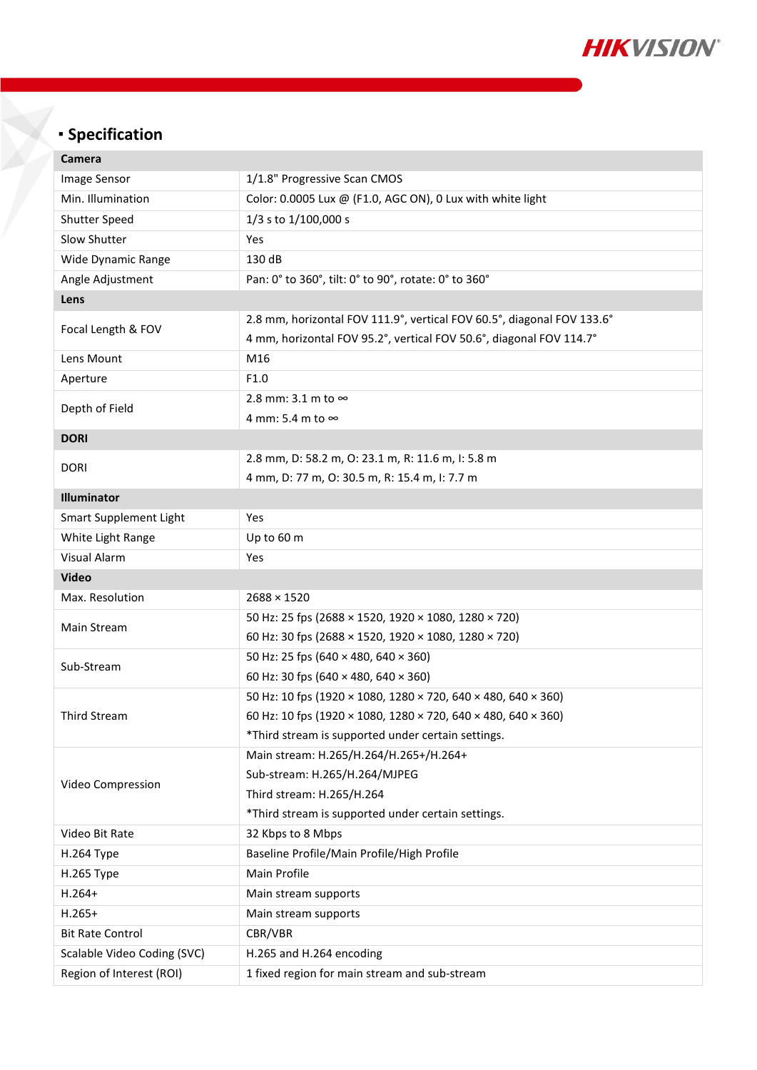## Specification

| **Camera** | |
|---|---|
| Image Sensor | 1/1.8" Progressive Scan CMOS |
| Min. Illumination | Color: 0.0005 Lux @ (F1.0, AGC ON), 0 Lux with white light |
| Shutter Speed | 1/3 s to 1/100,000 s |
| Slow Shutter | Yes |
| Wide Dynamic Range | 130 dB |
| Angle Adjustment | Pan: 0° to 360°, tilt: 0° to 90°, rotate: 0° to 360° |
| **Lens** | |
| Focal Length & FOV | 2.8 mm, horizontal FOV 111.9°, vertical FOV 60.5°, diagonal FOV 133.6°<br>4 mm, horizontal FOV 95.2°, vertical FOV 50.6°, diagonal FOV 114.7° |
| Lens Mount | M16 |
| Aperture | F1.0 |
| Depth of Field | 2.8 mm: 3.1 m to ∞<br>4 mm: 5.4 m to ∞ |
| **DORI** | |
| DORI | 2.8 mm, D: 58.2 m, O: 23.1 m, R: 11.6 m, I: 5.8 m<br>4 mm, D: 77 m, O: 30.5 m, R: 15.4 m, I: 7.7 m |
| **Illuminator** | |
| Smart Supplement Light | Yes |
| White Light Range | Up to 60 m |
| Visual Alarm | Yes |
| **Video** | |
| Max. Resolution | 2688 × 1520 |
| Main Stream | 50 Hz: 25 fps (2688 × 1520, 1920 × 1080, 1280 × 720)<br>60 Hz: 30 fps (2688 × 1520, 1920 × 1080, 1280 × 720) |
| Sub-Stream | 50 Hz: 25 fps (640 × 480, 640 × 360)<br>60 Hz: 30 fps (640 × 480, 640 × 360) |
| Third Stream | 50 Hz: 10 fps (1920 × 1080, 1280 × 720, 640 × 480, 640 × 360)<br>60 Hz: 10 fps (1920 × 1080, 1280 × 720, 640 × 480, 640 × 360)<br>*Third stream is supported under certain settings. |
| Video Compression | Main stream: H.265/H.264/H.265+/H.264+<br>Sub-stream: H.265/H.264/MJPEG<br>Third stream: H.265/H.264<br>*Third stream is supported under certain settings. |
| Video Bit Rate | 32 Kbps to 8 Mbps |
| H.264 Type | Baseline Profile/Main Profile/High Profile |
| H.265 Type | Main Profile |
| H.264+ | Main stream supports |
| H.265+ | Main stream supports |
| Bit Rate Control | CBR/VBR |
| Scalable Video Coding (SVC) | H.265 and H.264 encoding |
| Region of Interest (ROI) | 1 fixed region for main stream and sub-stream |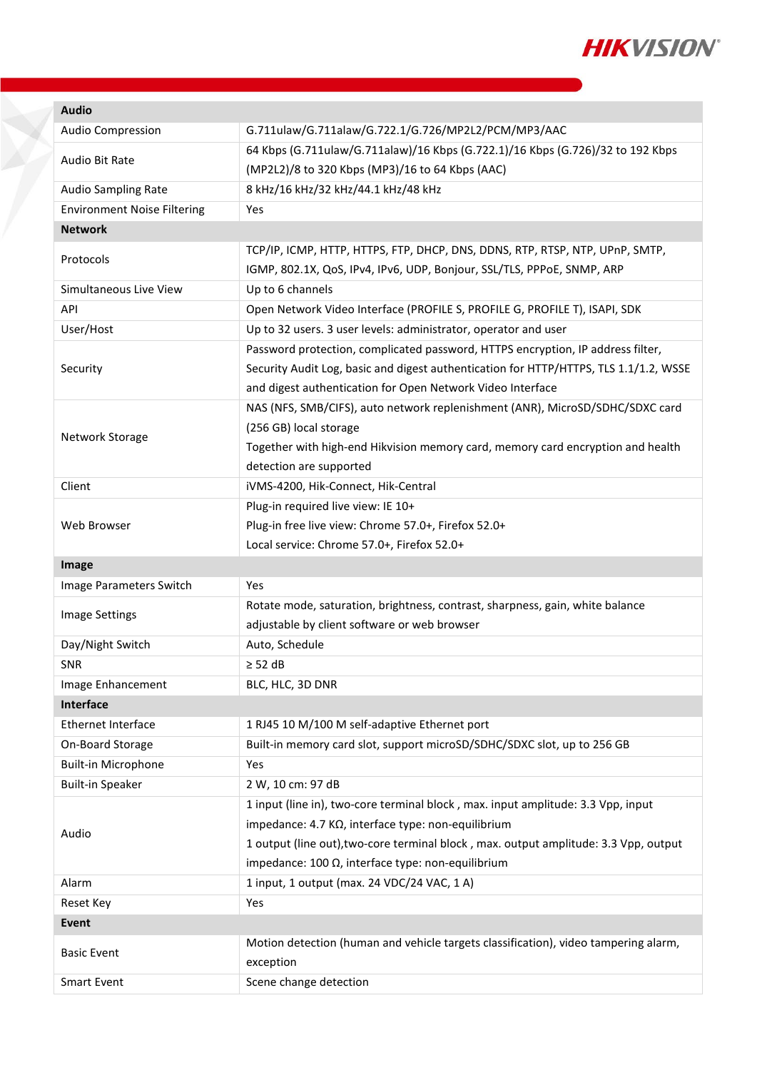| Audio | |
|---|---|
| Audio Compression | G.711ulaw/G.711alaw/G.722.1/G.726/MP2L2/PCM/MP3/AAC |
| Audio Bit Rate | 64 Kbps (G.711ulaw/G.711alaw)/16 Kbps (G.722.1)/16 Kbps (G.726)/32 to 192 Kbps (MP2L2)/8 to 320 Kbps (MP3)/16 to 64 Kbps (AAC) |
| Audio Sampling Rate | 8 kHz/16 kHz/32 kHz/44.1 kHz/48 kHz |
| Environment Noise Filtering | Yes |
| **Network** | |
| Protocols | TCP/IP, ICMP, HTTP, HTTPS, FTP, DHCP, DNS, DDNS, RTP, RTSP, NTP, UPnP, SMTP, IGMP, 802.1X, QoS, IPv4, IPv6, UDP, Bonjour, SSL/TLS, PPPoE, SNMP, ARP |
| Simultaneous Live View | Up to 6 channels |
| API | Open Network Video Interface (PROFILE S, PROFILE G, PROFILE T), ISAPI, SDK |
| User/Host | Up to 32 users. 3 user levels: administrator, operator and user |
| Security | Password protection, complicated password, HTTPS encryption, IP address filter, Security Audit Log, basic and digest authentication for HTTP/HTTPS, TLS 1.1/1.2, WSSE and digest authentication for Open Network Video Interface |
| Network Storage | NAS (NFS, SMB/CIFS), auto network replenishment (ANR), MicroSD/SDHC/SDXC card (256 GB) local storage<br>Together with high-end Hikvision memory card, memory card encryption and health detection are supported |
| Client | iVMS-4200, Hik-Connect, Hik-Central |
| Web Browser | Plug-in required live view: IE 10+<br>Plug-in free live view: Chrome 57.0+, Firefox 52.0+<br>Local service: Chrome 57.0+, Firefox 52.0+ |
| **Image** | |
| Image Parameters Switch | Yes |
| Image Settings | Rotate mode, saturation, brightness, contrast, sharpness, gain, white balance adjustable by client software or web browser |
| Day/Night Switch | Auto, Schedule |
| SNR | ≥ 52 dB |
| Image Enhancement | BLC, HLC, 3D DNR |
| **Interface** | |
| Ethernet Interface | 1 RJ45 10 M/100 M self-adaptive Ethernet port |
| On-Board Storage | Built-in memory card slot, support microSD/SDHC/SDXC slot, up to 256 GB |
| Built-in Microphone | Yes |
| Built-in Speaker | 2 W, 10 cm: 97 dB |
| Audio | 1 input (line in), two-core terminal block , max. input amplitude: 3.3 Vpp, input impedance: 4.7 KΩ, interface type: non-equilibrium<br>1 output (line out),two-core terminal block , max. output amplitude: 3.3 Vpp, output impedance: 100 Ω, interface type: non-equilibrium |
| Alarm | 1 input, 1 output (max. 24 VDC/24 VAC, 1 A) |
| Reset Key | Yes |
| **Event** | |
| Basic Event | Motion detection (human and vehicle targets classification), video tampering alarm, exception |
| Smart Event | Scene change detection |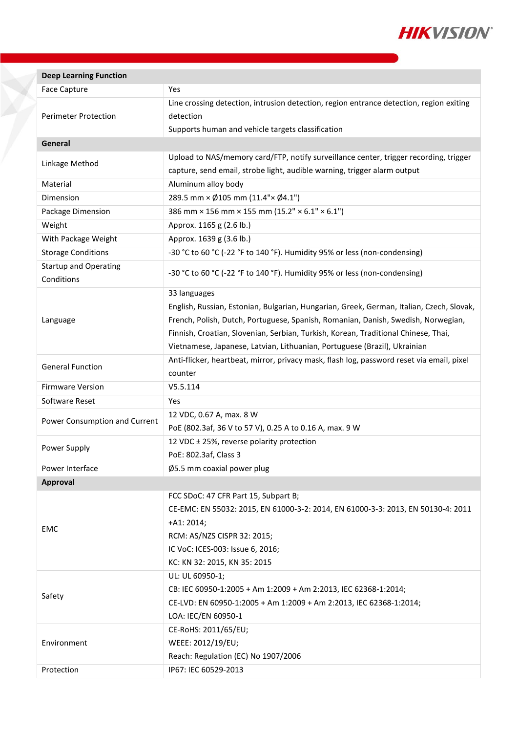| **Deep Learning Function** | |
|---|---|
| Face Capture | Yes |
| Perimeter Protection | Line crossing detection, intrusion detection, region entrance detection, region exiting detection<br>Supports human and vehicle targets classification |
| **General** | |
| Linkage Method | Upload to NAS/memory card/FTP, notify surveillance center, trigger recording, trigger capture, send email, strobe light, audible warning, trigger alarm output |
| Material | Aluminum alloy body |
| Dimension | 289.5 mm × Ø105 mm (11.4"× Ø4.1") |
| Package Dimension | 386 mm × 156 mm × 155 mm (15.2" × 6.1" × 6.1") |
| Weight | Approx. 1165 g (2.6 lb.) |
| With Package Weight | Approx. 1639 g (3.6 lb.) |
| Storage Conditions | -30 °C to 60 °C (-22 °F to 140 °F). Humidity 95% or less (non-condensing) |
| Startup and Operating Conditions | -30 °C to 60 °C (-22 °F to 140 °F). Humidity 95% or less (non-condensing) |
| Language | 33 languages<br>English, Russian, Estonian, Bulgarian, Hungarian, Greek, German, Italian, Czech, Slovak, French, Polish, Dutch, Portuguese, Spanish, Romanian, Danish, Swedish, Norwegian, Finnish, Croatian, Slovenian, Serbian, Turkish, Korean, Traditional Chinese, Thai, Vietnamese, Japanese, Latvian, Lithuanian, Portuguese (Brazil), Ukrainian |
| General Function | Anti-flicker, heartbeat, mirror, privacy mask, flash log, password reset via email, pixel counter |
| Firmware Version | V5.5.114 |
| Software Reset | Yes |
| Power Consumption and Current | 12 VDC, 0.67 A, max. 8 W<br>PoE (802.3af, 36 V to 57 V), 0.25 A to 0.16 A, max. 9 W |
| Power Supply | 12 VDC ± 25%, reverse polarity protection<br>PoE: 802.3af, Class 3 |
| Power Interface | Ø5.5 mm coaxial power plug |
| **Approval** | |
| EMC | FCC SDoC: 47 CFR Part 15, Subpart B;<br>CE-EMC: EN 55032: 2015, EN 61000-3-2: 2014, EN 61000-3-3: 2013, EN 50130-4: 2011 +A1: 2014;<br>RCM: AS/NZS CISPR 32: 2015;<br>IC VoC: ICES-003: Issue 6, 2016;<br>KC: KN 32: 2015, KN 35: 2015 |
| Safety | UL: UL 60950-1;<br>CB: IEC 60950-1:2005 + Am 1:2009 + Am 2:2013, IEC 62368-1:2014;<br>CE-LVD: EN 60950-1:2005 + Am 1:2009 + Am 2:2013, IEC 62368-1:2014;<br>LOA: IEC/EN 60950-1 |
| Environment | CE-RoHS: 2011/65/EU;<br>WEEE: 2012/19/EU;<br>Reach: Regulation (EC) No 1907/2006 |
| Protection | IP67: IEC 60529-2013 |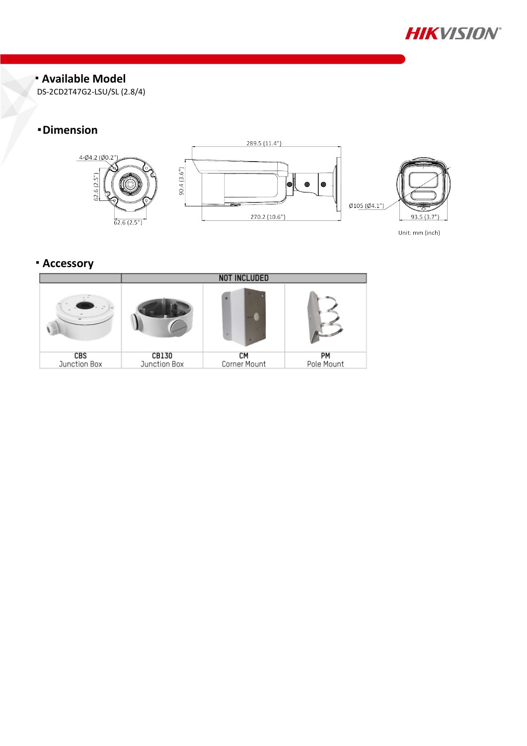## Available Model

DS-2CD2T47G2-LSU/SL (2.8/4)

## Dimension

4-Ø4.2 (Ø0.2")

62.6 (2.5")

62.6 (2.5")

289.5 (11.4")

90.4 (3.6")

270.2 (10.6")

Ø105 (Ø4.1")

93.5 (3.7")

Unit: mm (inch)

## Accessory

| | NOT INCLUDED | | |
|---|---|---|---|
| CBS<br>Junction Box | CB130<br>Junction Box | CM<br>Corner Mount | PM<br>Pole Mount |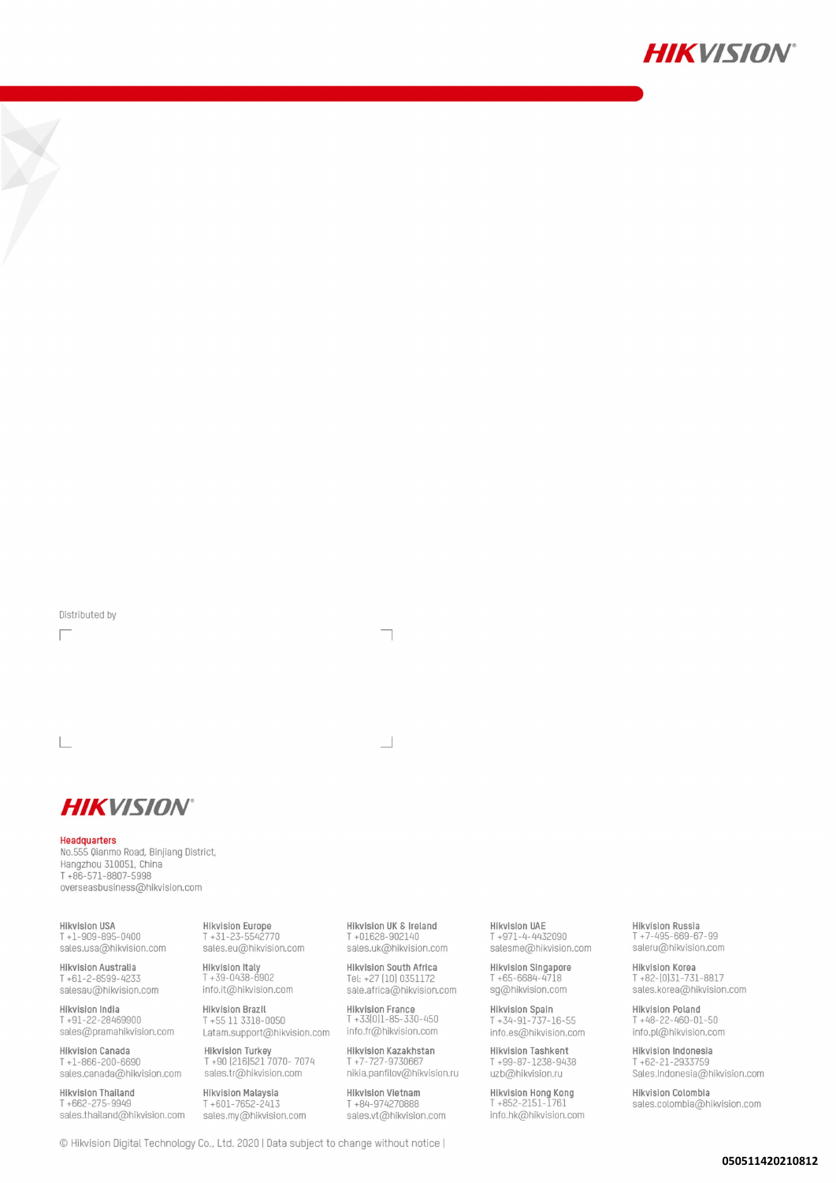Distributed by

HIKVISION

**Headquarters**
No.555 Qianmo Road, Binjiang District,
Hangzhou 310051, China
T +86-571-8807-5998
overseasbusiness@hikvision.com

**Hikvision USA**
T +1-909-895-0400
sales.usa@hikvision.com

**Hikvision Australia**
T +61-2-8599-4233
salesau@hikvision.com

**Hikvision India**
T +91-22-28469900
sales@pramahikvision.com

**Hikvision Canada**
T +1-866-200-6690
sales.canada@hikvision.com

**Hikvision Thailand**
T +662-275-9949
sales.thailand@hikvision.com

**Hikvision Europe**
T +31-23-5542770
sales.eu@hikvision.com

**Hikvision Italy**
T +39-0438-6902
info.it@hikvision.com

**Hikvision Brazil**
T +55 11 3318-0050
Latam.support@hikvision.com

**Hikvision Turkey**
T +90 (216)521 7070- 7074
sales.tr@hikvision.com

**Hikvision Malaysia**
T +601-7652-2413
sales.my@hikvision.com

**Hikvision UK & Ireland**
T +01628-902140
sales.uk@hikvision.com

**Hikvision South Africa**
Tel: +27 (10) 0351172
sale.africa@hikvision.com

**Hikvision France**
T +33(0)1-85-330-450
info.fr@hikvision.com

**Hikvision Kazakhstan**
T +7-727-9730667
nikia.panfilov@hikvision.ru

**Hikvision Vietnam**
T +84-974270888
sales.vt@hikvision.com

**Hikvision UAE**
T +971-4-4432090
salesme@hikvision.com

**Hikvision Singapore**
T +65-6684-4718
sg@hikvision.com

**Hikvision Spain**
T +34-91-737-16-55
info.es@hikvision.com

**Hikvision Tashkent**
T +99-87-1238-9438
uzb@hikvision.ru

**Hikvision Hong Kong**
T +852-2151-1761
info.hk@hikvision.com

**Hikvision Russia**
T +7-495-669-67-99
saleru@hikvision.com

**Hikvision Korea**
T +82-(0)31-731-8817
sales.korea@hikvision.com

**Hikvision Poland**
T +48-22-460-01-50
info.pl@hikvision.com

**Hikvision Indonesia**
T +62-21-2933759
Sales.Indonesia@hikvision.com

**Hikvision Colombia**
sales.colombia@hikvision.com

© Hikvision Digital Technology Co., Ltd. 2020 | Data subject to change without notice |

**050511420210812**